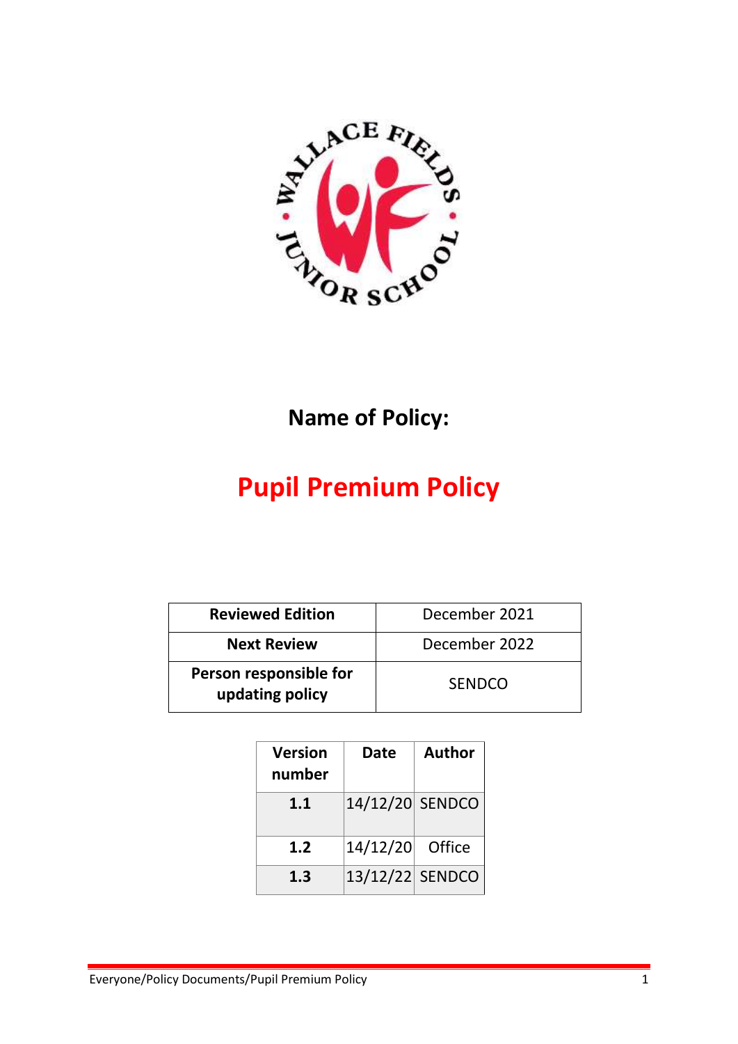**Name of Policy:**

# Pupil Premium Policy

| Reviewed Edition | December 2021 |
|---|---|
| Next Review | December 2022 |
| Person responsible for updating policy | SENDCO |

| Version number | Date | Author |
|---|---|---|
| 1.1 | 14/12/20 | SENDCO |
| 1.2 | 14/12/20 | Office |
| 1.3 | 13/12/22 | SENDCO |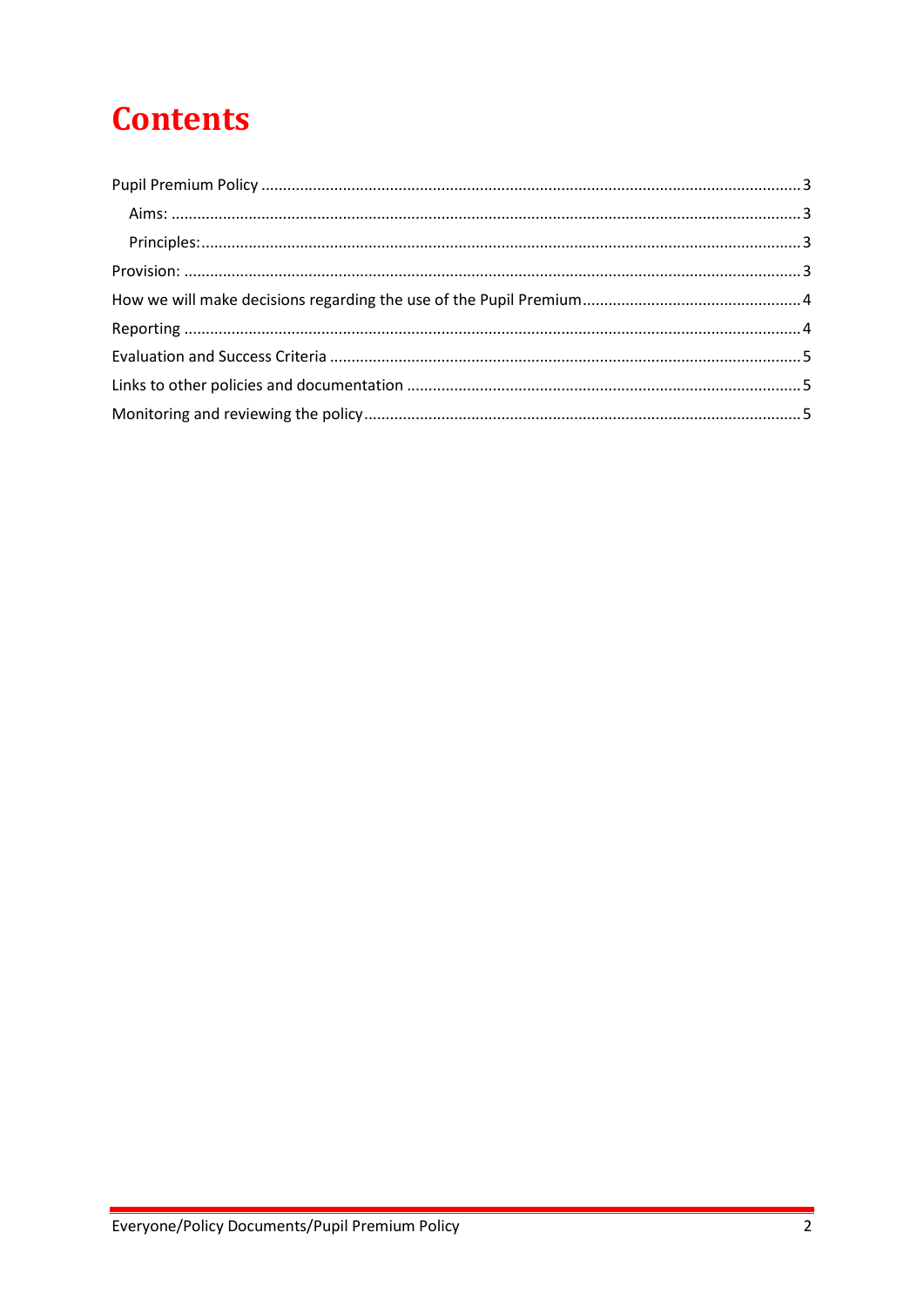# Contents

Pupil Premium Policy ............................................................................................................................3

- Aims: ...................................................................................................................................................3
- Principles:...........................................................................................................................................3

Provision: ..................................................................................................................................................3

How we will make decisions regarding the use of the Pupil Premium.....................................................4

Reporting ..................................................................................................................................................4

Evaluation and Success Criteria ..............................................................................................................5

Links to other policies and documentation .............................................................................................5

Monitoring and reviewing the policy........................................................................................................5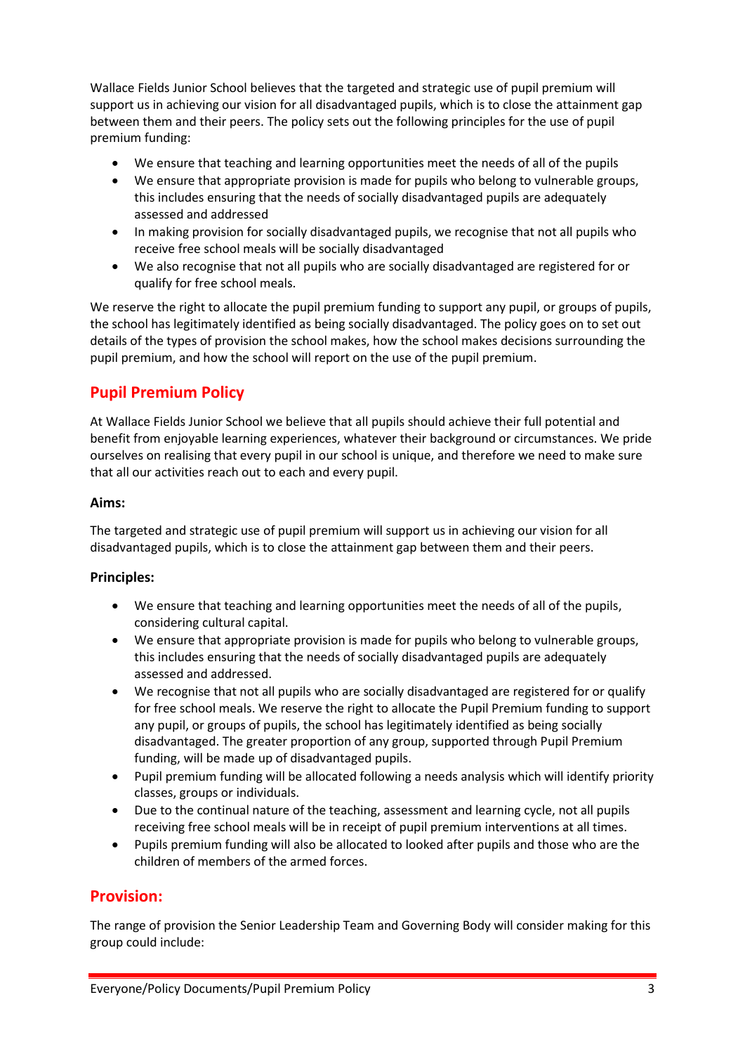Wallace Fields Junior School believes that the targeted and strategic use of pupil premium will support us in achieving our vision for all disadvantaged pupils, which is to close the attainment gap between them and their peers. The policy sets out the following principles for the use of pupil premium funding:

- We ensure that teaching and learning opportunities meet the needs of all of the pupils
- We ensure that appropriate provision is made for pupils who belong to vulnerable groups, this includes ensuring that the needs of socially disadvantaged pupils are adequately assessed and addressed
- In making provision for socially disadvantaged pupils, we recognise that not all pupils who receive free school meals will be socially disadvantaged
- We also recognise that not all pupils who are socially disadvantaged are registered for or qualify for free school meals.

We reserve the right to allocate the pupil premium funding to support any pupil, or groups of pupils, the school has legitimately identified as being socially disadvantaged. The policy goes on to set out details of the types of provision the school makes, how the school makes decisions surrounding the pupil premium, and how the school will report on the use of the pupil premium.

## Pupil Premium Policy

At Wallace Fields Junior School we believe that all pupils should achieve their full potential and benefit from enjoyable learning experiences, whatever their background or circumstances. We pride ourselves on realising that every pupil in our school is unique, and therefore we need to make sure that all our activities reach out to each and every pupil.

**Aims:**

The targeted and strategic use of pupil premium will support us in achieving our vision for all disadvantaged pupils, which is to close the attainment gap between them and their peers.

**Principles:**

- We ensure that teaching and learning opportunities meet the needs of all of the pupils, considering cultural capital.
- We ensure that appropriate provision is made for pupils who belong to vulnerable groups, this includes ensuring that the needs of socially disadvantaged pupils are adequately assessed and addressed.
- We recognise that not all pupils who are socially disadvantaged are registered for or qualify for free school meals. We reserve the right to allocate the Pupil Premium funding to support any pupil, or groups of pupils, the school has legitimately identified as being socially disadvantaged. The greater proportion of any group, supported through Pupil Premium funding, will be made up of disadvantaged pupils.
- Pupil premium funding will be allocated following a needs analysis which will identify priority classes, groups or individuals.
- Due to the continual nature of the teaching, assessment and learning cycle, not all pupils receiving free school meals will be in receipt of pupil premium interventions at all times.
- Pupils premium funding will also be allocated to looked after pupils and those who are the children of members of the armed forces.

## Provision:

The range of provision the Senior Leadership Team and Governing Body will consider making for this group could include: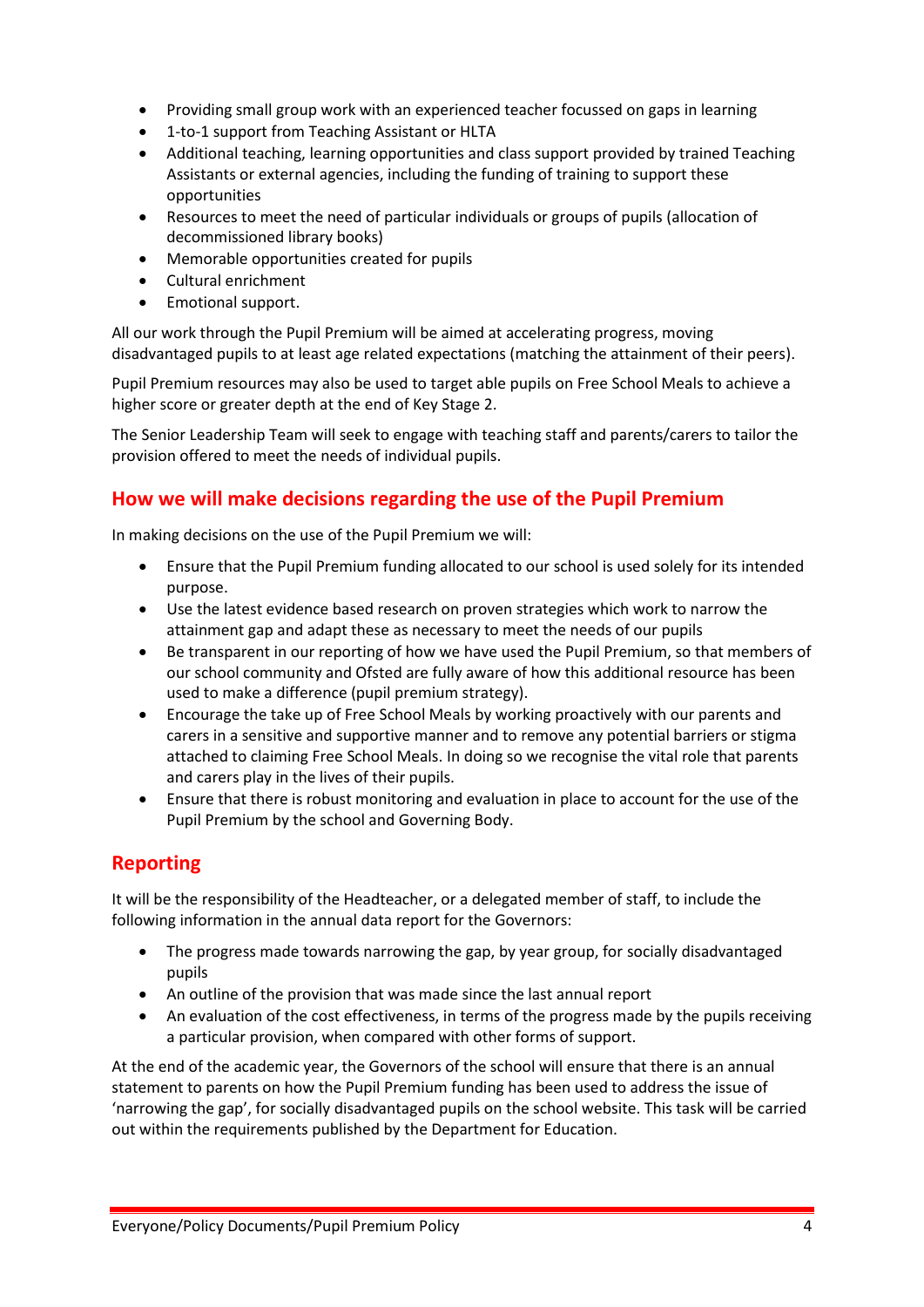- Providing small group work with an experienced teacher focussed on gaps in learning
- 1-to-1 support from Teaching Assistant or HLTA
- Additional teaching, learning opportunities and class support provided by trained Teaching Assistants or external agencies, including the funding of training to support these opportunities
- Resources to meet the need of particular individuals or groups of pupils (allocation of decommissioned library books)
- Memorable opportunities created for pupils
- Cultural enrichment
- Emotional support.

All our work through the Pupil Premium will be aimed at accelerating progress, moving disadvantaged pupils to at least age related expectations (matching the attainment of their peers).

Pupil Premium resources may also be used to target able pupils on Free School Meals to achieve a higher score or greater depth at the end of Key Stage 2.

The Senior Leadership Team will seek to engage with teaching staff and parents/carers to tailor the provision offered to meet the needs of individual pupils.

## How we will make decisions regarding the use of the Pupil Premium

In making decisions on the use of the Pupil Premium we will:

- Ensure that the Pupil Premium funding allocated to our school is used solely for its intended purpose.
- Use the latest evidence based research on proven strategies which work to narrow the attainment gap and adapt these as necessary to meet the needs of our pupils
- Be transparent in our reporting of how we have used the Pupil Premium, so that members of our school community and Ofsted are fully aware of how this additional resource has been used to make a difference (pupil premium strategy).
- Encourage the take up of Free School Meals by working proactively with our parents and carers in a sensitive and supportive manner and to remove any potential barriers or stigma attached to claiming Free School Meals. In doing so we recognise the vital role that parents and carers play in the lives of their pupils.
- Ensure that there is robust monitoring and evaluation in place to account for the use of the Pupil Premium by the school and Governing Body.

## Reporting

It will be the responsibility of the Headteacher, or a delegated member of staff, to include the following information in the annual data report for the Governors:

- The progress made towards narrowing the gap, by year group, for socially disadvantaged pupils
- An outline of the provision that was made since the last annual report
- An evaluation of the cost effectiveness, in terms of the progress made by the pupils receiving a particular provision, when compared with other forms of support.

At the end of the academic year, the Governors of the school will ensure that there is an annual statement to parents on how the Pupil Premium funding has been used to address the issue of 'narrowing the gap', for socially disadvantaged pupils on the school website. This task will be carried out within the requirements published by the Department for Education.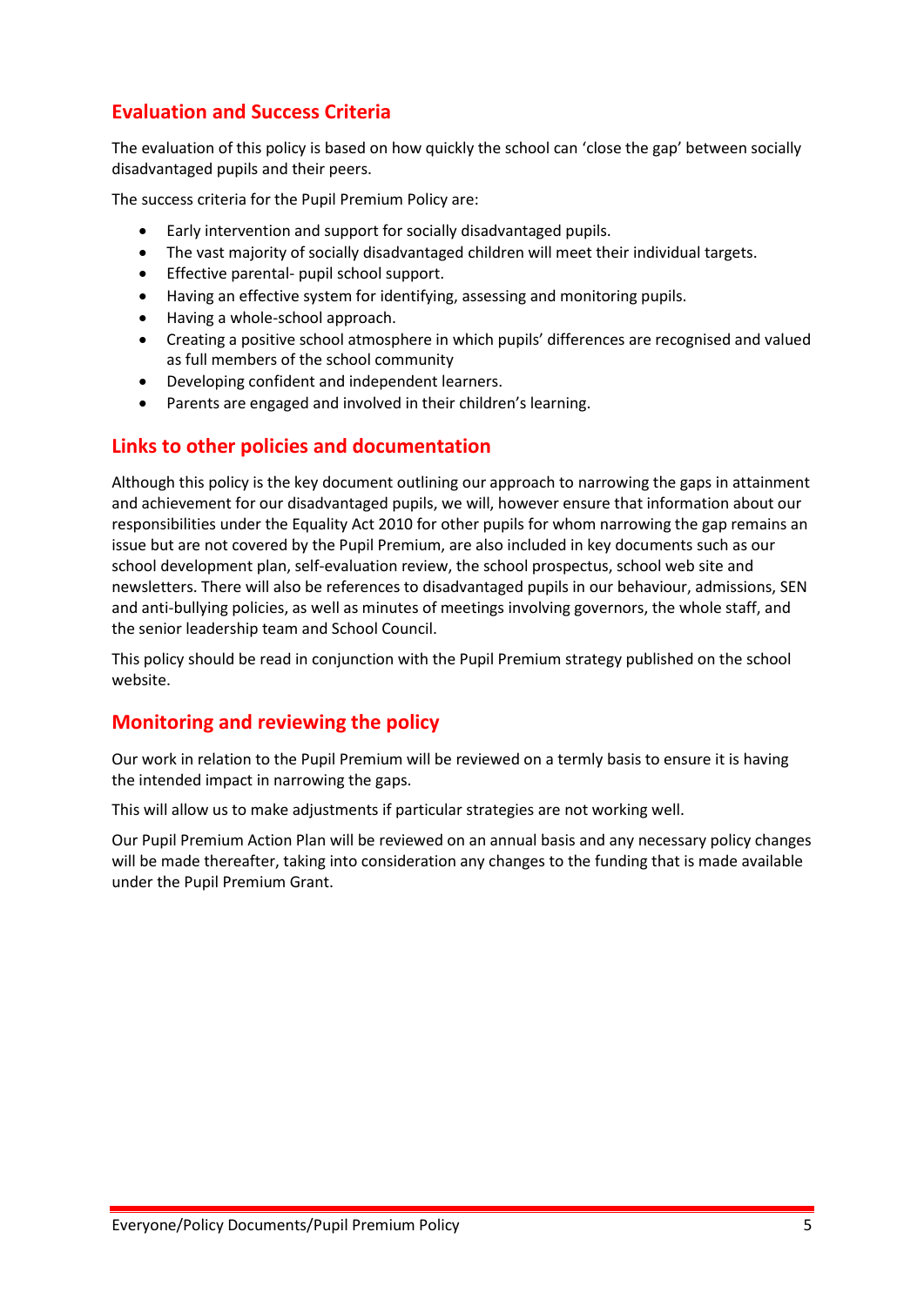## Evaluation and Success Criteria

The evaluation of this policy is based on how quickly the school can 'close the gap' between socially disadvantaged pupils and their peers.

The success criteria for the Pupil Premium Policy are:

- Early intervention and support for socially disadvantaged pupils.
- The vast majority of socially disadvantaged children will meet their individual targets.
- Effective parental- pupil school support.
- Having an effective system for identifying, assessing and monitoring pupils.
- Having a whole-school approach.
- Creating a positive school atmosphere in which pupils' differences are recognised and valued as full members of the school community
- Developing confident and independent learners.
- Parents are engaged and involved in their children's learning.

## Links to other policies and documentation

Although this policy is the key document outlining our approach to narrowing the gaps in attainment and achievement for our disadvantaged pupils, we will, however ensure that information about our responsibilities under the Equality Act 2010 for other pupils for whom narrowing the gap remains an issue but are not covered by the Pupil Premium, are also included in key documents such as our school development plan, self-evaluation review, the school prospectus, school web site and newsletters. There will also be references to disadvantaged pupils in our behaviour, admissions, SEN and anti-bullying policies, as well as minutes of meetings involving governors, the whole staff, and the senior leadership team and School Council.

This policy should be read in conjunction with the Pupil Premium strategy published on the school website.

## Monitoring and reviewing the policy

Our work in relation to the Pupil Premium will be reviewed on a termly basis to ensure it is having the intended impact in narrowing the gaps.

This will allow us to make adjustments if particular strategies are not working well.

Our Pupil Premium Action Plan will be reviewed on an annual basis and any necessary policy changes will be made thereafter, taking into consideration any changes to the funding that is made available under the Pupil Premium Grant.